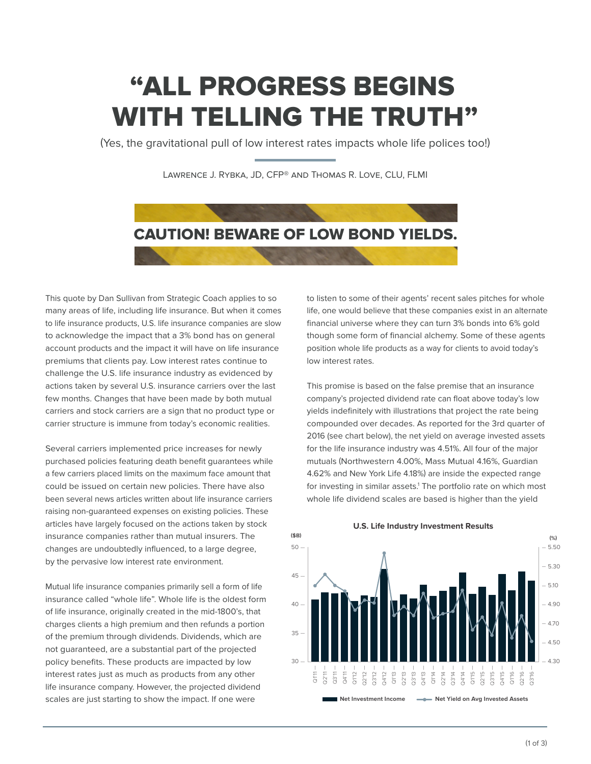# "ALL PROGRESS BEGINS WITH TELLING THE TRUTH"

(Yes, the gravitational pull of low interest rates impacts whole life polices too!)

Lawrence J. Rybka, JD, CFP® and Thomas R. Love, CLU, FLMI

## CAUTION! BEWARE OF LOW BOND YIELDS.

This quote by Dan Sullivan from Strategic Coach applies to so many areas of life, including life insurance. But when it comes to life insurance products, U.S. life insurance companies are slow to acknowledge the impact that a 3% bond has on general account products and the impact it will have on life insurance premiums that clients pay. Low interest rates continue to challenge the U.S. life insurance industry as evidenced by actions taken by several U.S. insurance carriers over the last few months. Changes that have been made by both mutual carriers and stock carriers are a sign that no product type or carrier structure is immune from today's economic realities.

Several carriers implemented price increases for newly purchased policies featuring death benefit guarantees while a few carriers placed limits on the maximum face amount that could be issued on certain new policies. There have also been several news articles written about life insurance carriers raising non-guaranteed expenses on existing policies. These articles have largely focused on the actions taken by stock insurance companies rather than mutual insurers. The changes are undoubtedly influenced, to a large degree, by the pervasive low interest rate environment.

Mutual life insurance companies primarily sell a form of life insurance called "whole life". Whole life is the oldest form of life insurance, originally created in the mid-1800's, that charges clients a high premium and then refunds a portion of the premium through dividends. Dividends, which are not guaranteed, are a substantial part of the projected policy benefits. These products are impacted by low interest rates just as much as products from any other life insurance company. However, the projected dividend scales are just starting to show the impact. If one were to listen to some of their agents' recent sales pitches for whole life, one would believe that these companies exist in an alternate financial universe where they can turn 3% bonds into 6% gold though some form of financial alchemy. Some of these agents position whole life products as a way for clients to avoid today's low interest rates.

This promise is based on the false premise that an insurance company's projected dividend rate can float above today's low yields indefinitely with illustrations that project the rate being compounded over decades. As reported for the 3rd quarter of 2016 (see chart below), the net yield on average invested assets for the life insurance industry was 4.51%. All four of the major mutuals (Northwestern 4.00%, Mass Mutual 4.16%, Guardian 4.62% and New York Life 4.18%) are inside the expected range for investing in similar assets.[1] The portfolio rate on which most whole life dividend scales are based is higher than the yield

**U.S. Life Industry Investment Results**

($B)
50
45
40
35
30

(%)
5.50
5.30
5.10
4.90
4.70
4.50
4.30

Q1'11 Q2'11 Q3'11 Q4'11 Q1'12 Q2'12 Q3'12 Q4'12 Q1'13 Q2'13 Q3'13 Q4'13 Q1'14 Q2'14 Q3'14 Q4'14 Q1'15 Q2'15 Q3'15 Q4'15 Q1'16 Q2'16 Q3'16

Net Investment Income — Net Yield on Avg Invested Assets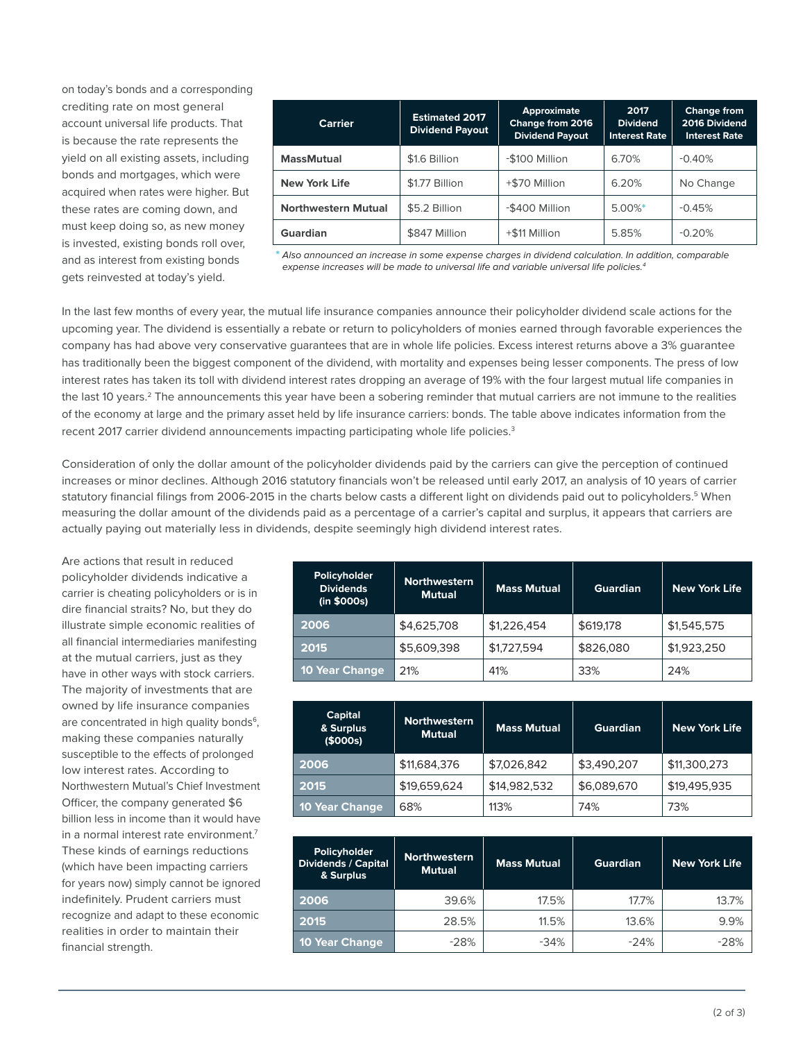on today's bonds and a corresponding crediting rate on most general account universal life products. That is because the rate represents the yield on all existing assets, including bonds and mortgages, which were acquired when rates were higher. But these rates are coming down, and must keep doing so, as new money is invested, existing bonds roll over, and as interest from existing bonds gets reinvested at today's yield.

| Carrier | Estimated 2017 Dividend Payout | Approximate Change from 2016 Dividend Payout | 2017 Dividend Interest Rate | Change from 2016 Dividend Interest Rate |
|---|---|---|---|---|
| **MassMutual** | $1.6 Billion | -$100 Million | 6.70% | -0.40% |
| **New York Life** | $1.77 Billion | +$70 Million | 6.20% | No Change |
| **Northwestern Mutual** | $5.2 Billion | -$400 Million | 5.00%* | -0.45% |
| **Guardian** | $847 Million | +$11 Million | 5.85% | -0.20% |

* *Also announced an increase in some expense charges in dividend calculation. In addition, comparable expense increases will be made to universal life and variable universal life policies.*[4]

In the last few months of every year, the mutual life insurance companies announce their policyholder dividend scale actions for the upcoming year. The dividend is essentially a rebate or return to policyholders of monies earned through favorable experiences the company has had above very conservative guarantees that are in whole life policies. Excess interest returns above a 3% guarantee has traditionally been the biggest component of the dividend, with mortality and expenses being lesser components. The press of low interest rates has taken its toll with dividend interest rates dropping an average of 19% with the four largest mutual life companies in the last 10 years.[2] The announcements this year have been a sobering reminder that mutual carriers are not immune to the realities of the economy at large and the primary asset held by life insurance carriers: bonds. The table above indicates information from the recent 2017 carrier dividend announcements impacting participating whole life policies.[3]

Consideration of only the dollar amount of the policyholder dividends paid by the carriers can give the perception of continued increases or minor declines. Although 2016 statutory financials won't be released until early 2017, an analysis of 10 years of carrier statutory financial filings from 2006-2015 in the charts below casts a different light on dividends paid out to policyholders.[5] When measuring the dollar amount of the dividends paid as a percentage of a carrier's capital and surplus, it appears that carriers are actually paying out materially less in dividends, despite seemingly high dividend interest rates.

Are actions that result in reduced policyholder dividends indicative a carrier is cheating policyholders or is in dire financial straits? No, but they do illustrate simple economic realities of all financial intermediaries manifesting at the mutual carriers, just as they have in other ways with stock carriers. The majority of investments that are owned by life insurance companies are concentrated in high quality bonds[6], making these companies naturally susceptible to the effects of prolonged low interest rates. According to Northwestern Mutual's Chief Investment Officer, the company generated $6 billion less in income than it would have in a normal interest rate environment.[7] These kinds of earnings reductions (which have been impacting carriers for years now) simply cannot be ignored indefinitely. Prudent carriers must recognize and adapt to these economic realities in order to maintain their financial strength.

| Policyholder Dividends (in $000s) | Northwestern Mutual | Mass Mutual | Guardian | New York Life |
|---|---|---|---|---|
| 2006 | $4,625,708 | $1,226,454 | $619,178 | $1,545,575 |
| 2015 | $5,609,398 | $1,727,594 | $826,080 | $1,923,250 |
| 10 Year Change | 21% | 41% | 33% | 24% |

| Capital & Surplus ($000s) | Northwestern Mutual | Mass Mutual | Guardian | New York Life |
|---|---|---|---|---|
| 2006 | $11,684,376 | $7,026,842 | $3,490,207 | $11,300,273 |
| 2015 | $19,659,624 | $14,982,532 | $6,089,670 | $19,495,935 |
| 10 Year Change | 68% | 113% | 74% | 73% |

| Policyholder Dividends / Capital & Surplus | Northwestern Mutual | Mass Mutual | Guardian | New York Life |
|---|---|---|---|---|
| 2006 | 39.6% | 17.5% | 17.7% | 13.7% |
| 2015 | 28.5% | 11.5% | 13.6% | 9.9% |
| 10 Year Change | -28% | -34% | -24% | -28% |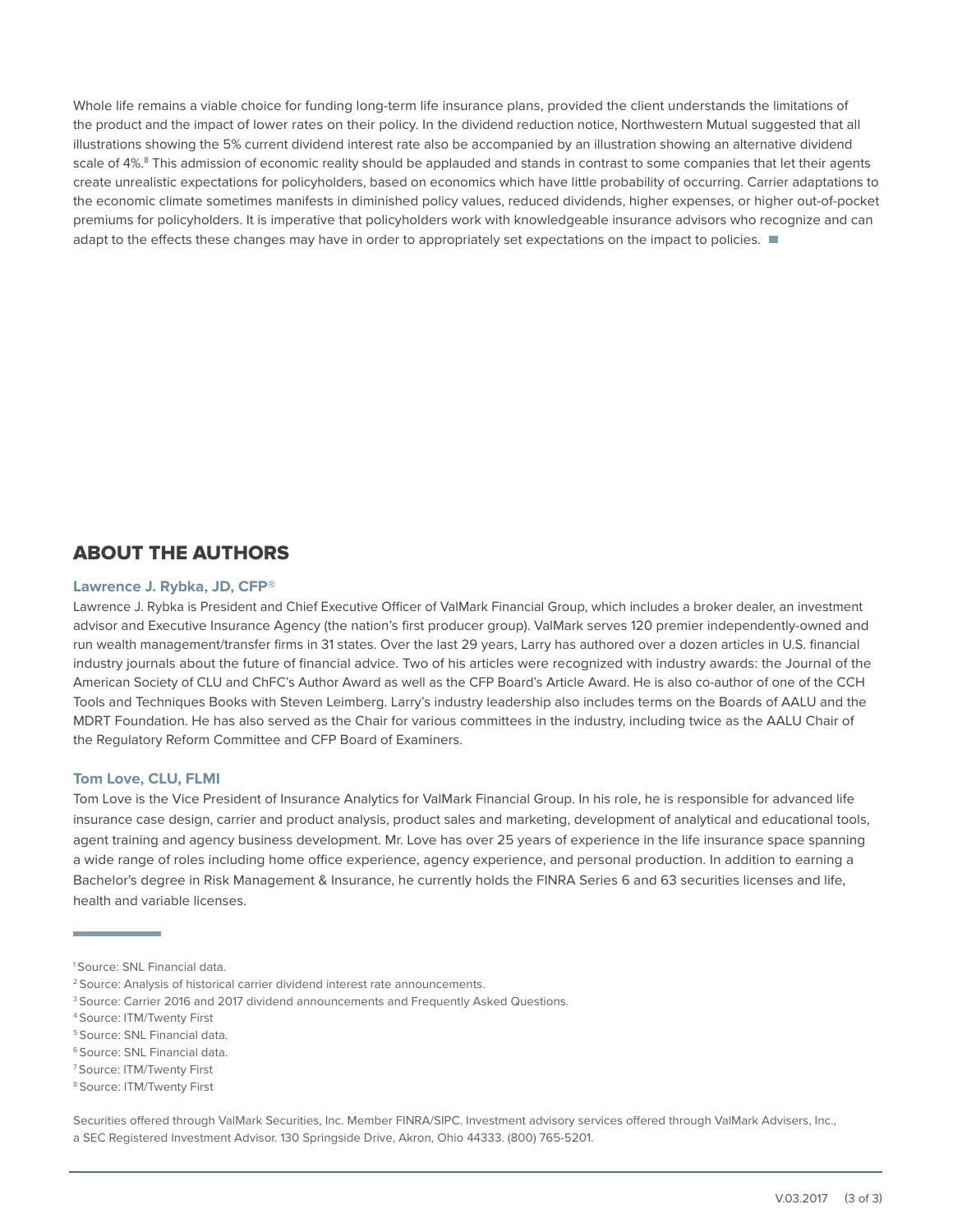Whole life remains a viable choice for funding long-term life insurance plans, provided the client understands the limitations of the product and the impact of lower rates on their policy. In the dividend reduction notice, Northwestern Mutual suggested that all illustrations showing the 5% current dividend interest rate also be accompanied by an illustration showing an alternative dividend scale of 4%.[8] This admission of economic reality should be applauded and stands in contrast to some companies that let their agents create unrealistic expectations for policyholders, based on economics which have little probability of occurring. Carrier adaptations to the economic climate sometimes manifests in diminished policy values, reduced dividends, higher expenses, or higher out-of-pocket premiums for policyholders. It is imperative that policyholders work with knowledgeable insurance advisors who recognize and can adapt to the effects these changes may have in order to appropriately set expectations on the impact to policies. ■

## ABOUT THE AUTHORS

### Lawrence J. Rybka, JD, CFP®

Lawrence J. Rybka is President and Chief Executive Officer of ValMark Financial Group, which includes a broker dealer, an investment advisor and Executive Insurance Agency (the nation's first producer group). ValMark serves 120 premier independently-owned and run wealth management/transfer firms in 31 states. Over the last 29 years, Larry has authored over a dozen articles in U.S. financial industry journals about the future of financial advice. Two of his articles were recognized with industry awards: the Journal of the American Society of CLU and ChFC's Author Award as well as the CFP Board's Article Award. He is also co-author of one of the CCH Tools and Techniques Books with Steven Leimberg. Larry's industry leadership also includes terms on the Boards of AALU and the MDRT Foundation. He has also served as the Chair for various committees in the industry, including twice as the AALU Chair of the Regulatory Reform Committee and CFP Board of Examiners.

### Tom Love, CLU, FLMI

Tom Love is the Vice President of Insurance Analytics for ValMark Financial Group. In his role, he is responsible for advanced life insurance case design, carrier and product analysis, product sales and marketing, development of analytical and educational tools, agent training and agency business development. Mr. Love has over 25 years of experience in the life insurance space spanning a wide range of roles including home office experience, agency experience, and personal production. In addition to earning a Bachelor's degree in Risk Management & Insurance, he currently holds the FINRA Series 6 and 63 securities licenses and life, health and variable licenses.

---

[1] Source: SNL Financial data.
[2] Source: Analysis of historical carrier dividend interest rate announcements.
[3] Source: Carrier 2016 and 2017 dividend announcements and Frequently Asked Questions.
[4] Source: ITM/Twenty First
[5] Source: SNL Financial data.
[6] Source: SNL Financial data.
[7] Source: ITM/Twenty First
[8] Source: ITM/Twenty First

Securities offered through ValMark Securities, Inc. Member FINRA/SIPC. Investment advisory services offered through ValMark Advisers, Inc., a SEC Registered Investment Advisor. 130 Springside Drive, Akron, Ohio 44333. (800) 765-5201.

V.03.2017